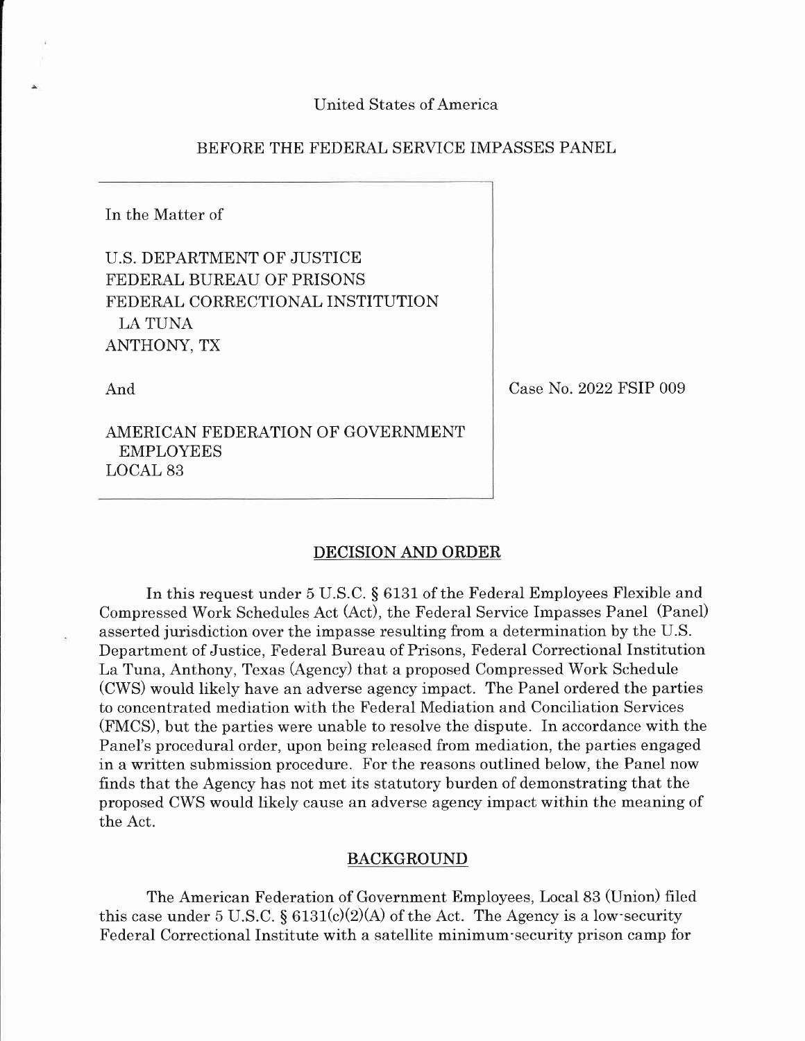United States of America

BEFORE THE FEDERAL SERVICE IMPASSES PANEL

In the Matter of

U.S. DEPARTMENT OF JUSTICE
FEDERAL BUREAU OF PRISONS
FEDERAL CORRECTIONAL INSTITUTION
LA TUNA
ANTHONY, TX

And

AMERICAN FEDERATION OF GOVERNMENT EMPLOYEES
LOCAL 83

Case No. 2022 FSIP 009

## DECISION AND ORDER

In this request under 5 U.S.C. § 6131 of the Federal Employees Flexible and Compressed Work Schedules Act (Act), the Federal Service Impasses Panel (Panel) asserted jurisdiction over the impasse resulting from a determination by the U.S. Department of Justice, Federal Bureau of Prisons, Federal Correctional Institution La Tuna, Anthony, Texas (Agency) that a proposed Compressed Work Schedule (CWS) would likely have an adverse agency impact. The Panel ordered the parties to concentrated mediation with the Federal Mediation and Conciliation Services (FMCS), but the parties were unable to resolve the dispute. In accordance with the Panel's procedural order, upon being released from mediation, the parties engaged in a written submission procedure. For the reasons outlined below, the Panel now finds that the Agency has not met its statutory burden of demonstrating that the proposed CWS would likely cause an adverse agency impact within the meaning of the Act.

## BACKGROUND

The American Federation of Government Employees, Local 83 (Union) filed this case under 5 U.S.C. § 6131(c)(2)(A) of the Act. The Agency is a low-security Federal Correctional Institute with a satellite minimum-security prison camp for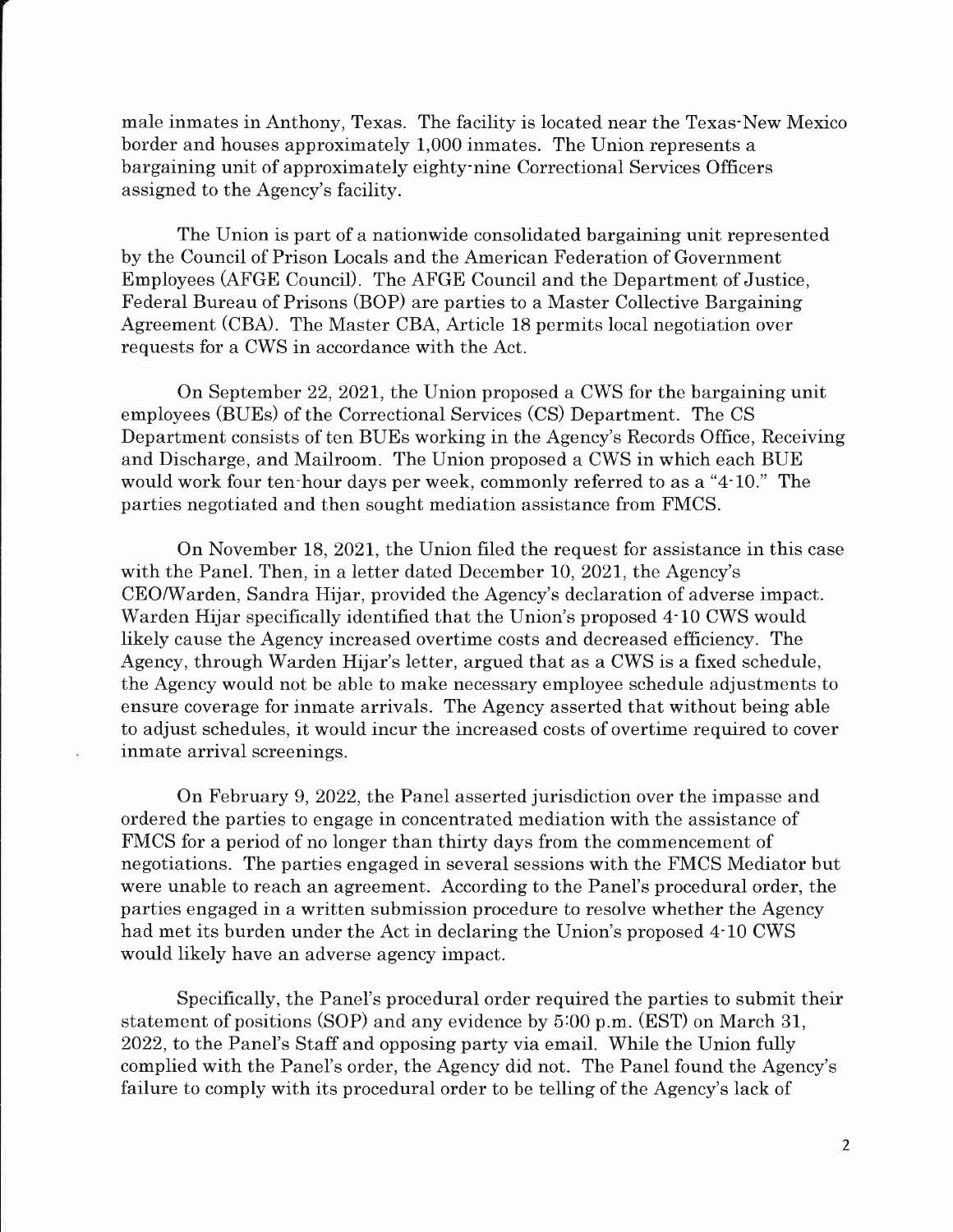male inmates in Anthony, Texas. The facility is located near the Texas-New Mexico border and houses approximately 1,000 inmates. The Union represents a bargaining unit of approximately eighty-nine Correctional Services Officers assigned to the Agency's facility.

The Union is part of a nationwide consolidated bargaining unit represented by the Council of Prison Locals and the American Federation of Government Employees (AFGE Council). The AFGE Council and the Department of Justice, Federal Bureau of Prisons (BOP) are parties to a Master Collective Bargaining Agreement (CBA). The Master CBA, Article 18 permits local negotiation over requests for a CWS in accordance with the Act.

On September 22, 2021, the Union proposed a CWS for the bargaining unit employees (BUEs) of the Correctional Services (CS) Department. The CS Department consists of ten BUEs working in the Agency's Records Office, Receiving and Discharge, and Mailroom. The Union proposed a CWS in which each BUE would work four ten-hour days per week, commonly referred to as a "4-10." The parties negotiated and then sought mediation assistance from FMCS.

On November 18, 2021, the Union filed the request for assistance in this case with the Panel. Then, in a letter dated December 10, 2021, the Agency's CEO/Warden, Sandra Hijar, provided the Agency's declaration of adverse impact. Warden Hijar specifically identified that the Union's proposed 4-10 CWS would likely cause the Agency increased overtime costs and decreased efficiency. The Agency, through Warden Hijar's letter, argued that as a CWS is a fixed schedule, the Agency would not be able to make necessary employee schedule adjustments to ensure coverage for inmate arrivals. The Agency asserted that without being able to adjust schedules, it would incur the increased costs of overtime required to cover inmate arrival screenings.

On February 9, 2022, the Panel asserted jurisdiction over the impasse and ordered the parties to engage in concentrated mediation with the assistance of FMCS for a period of no longer than thirty days from the commencement of negotiations. The parties engaged in several sessions with the FMCS Mediator but were unable to reach an agreement. According to the Panel's procedural order, the parties engaged in a written submission procedure to resolve whether the Agency had met its burden under the Act in declaring the Union's proposed 4-10 CWS would likely have an adverse agency impact.

Specifically, the Panel's procedural order required the parties to submit their statement of positions (SOP) and any evidence by 5:00 p.m. (EST) on March 31, 2022, to the Panel's Staff and opposing party via email. While the Union fully complied with the Panel's order, the Agency did not. The Panel found the Agency's failure to comply with its procedural order to be telling of the Agency's lack of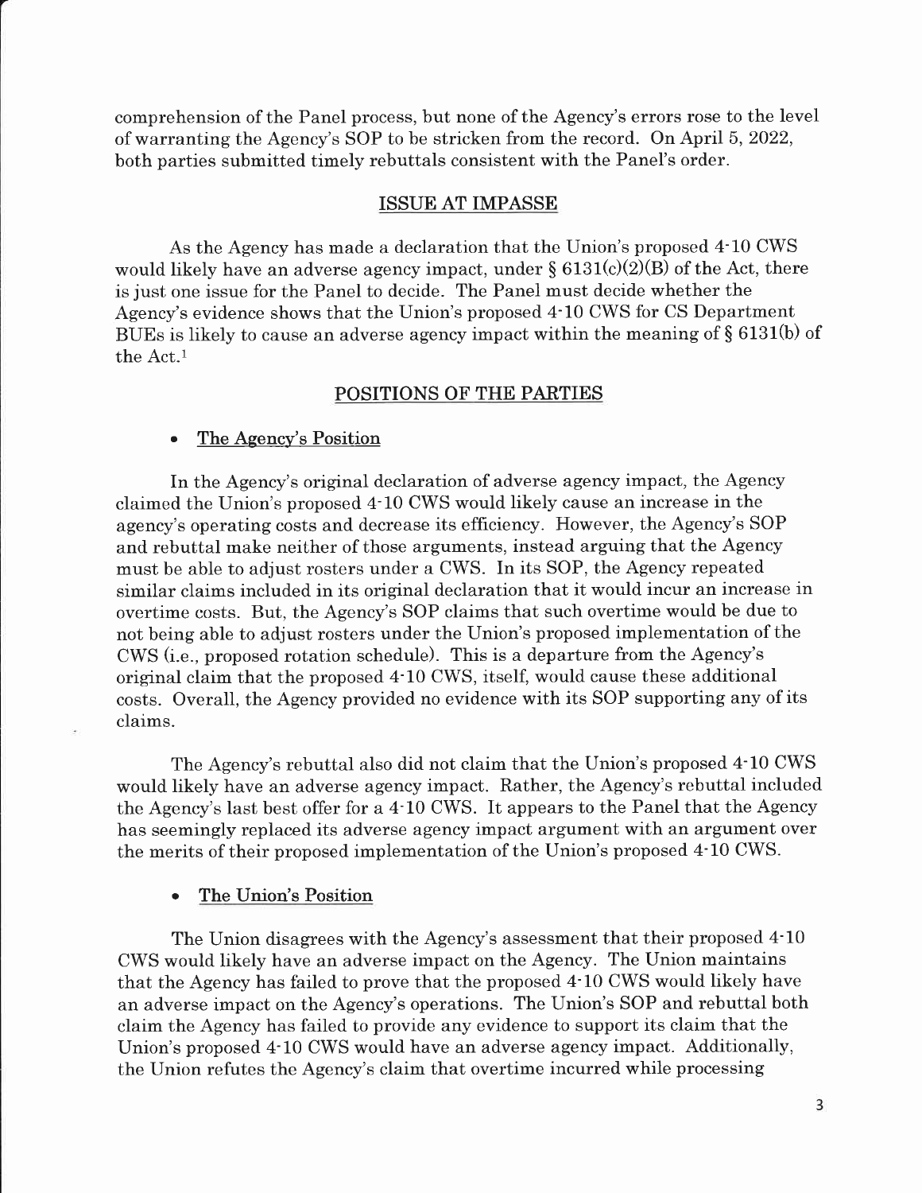comprehension of the Panel process, but none of the Agency's errors rose to the level of warranting the Agency's SOP to be stricken from the record. On April 5, 2022, both parties submitted timely rebuttals consistent with the Panel's order.

## ISSUE AT IMPASSE

As the Agency has made a declaration that the Union's proposed 4-10 CWS would likely have an adverse agency impact, under § 6131(c)(2)(B) of the Act, there is just one issue for the Panel to decide. The Panel must decide whether the Agency's evidence shows that the Union's proposed 4-10 CWS for CS Department BUEs is likely to cause an adverse agency impact within the meaning of § 6131(b) of the Act.[1]

## POSITIONS OF THE PARTIES

- **The Agency's Position**

In the Agency's original declaration of adverse agency impact, the Agency claimed the Union's proposed 4-10 CWS would likely cause an increase in the agency's operating costs and decrease its efficiency. However, the Agency's SOP and rebuttal make neither of those arguments, instead arguing that the Agency must be able to adjust rosters under a CWS. In its SOP, the Agency repeated similar claims included in its original declaration that it would incur an increase in overtime costs. But, the Agency's SOP claims that such overtime would be due to not being able to adjust rosters under the Union's proposed implementation of the CWS (i.e., proposed rotation schedule). This is a departure from the Agency's original claim that the proposed 4-10 CWS, itself, would cause these additional costs. Overall, the Agency provided no evidence with its SOP supporting any of its claims.

The Agency's rebuttal also did not claim that the Union's proposed 4-10 CWS would likely have an adverse agency impact. Rather, the Agency's rebuttal included the Agency's last best offer for a 4-10 CWS. It appears to the Panel that the Agency has seemingly replaced its adverse agency impact argument with an argument over the merits of their proposed implementation of the Union's proposed 4-10 CWS.

- **The Union's Position**

The Union disagrees with the Agency's assessment that their proposed 4-10 CWS would likely have an adverse impact on the Agency. The Union maintains that the Agency has failed to prove that the proposed 4-10 CWS would likely have an adverse impact on the Agency's operations. The Union's SOP and rebuttal both claim the Agency has failed to provide any evidence to support its claim that the Union's proposed 4-10 CWS would have an adverse agency impact. Additionally, the Union refutes the Agency's claim that overtime incurred while processing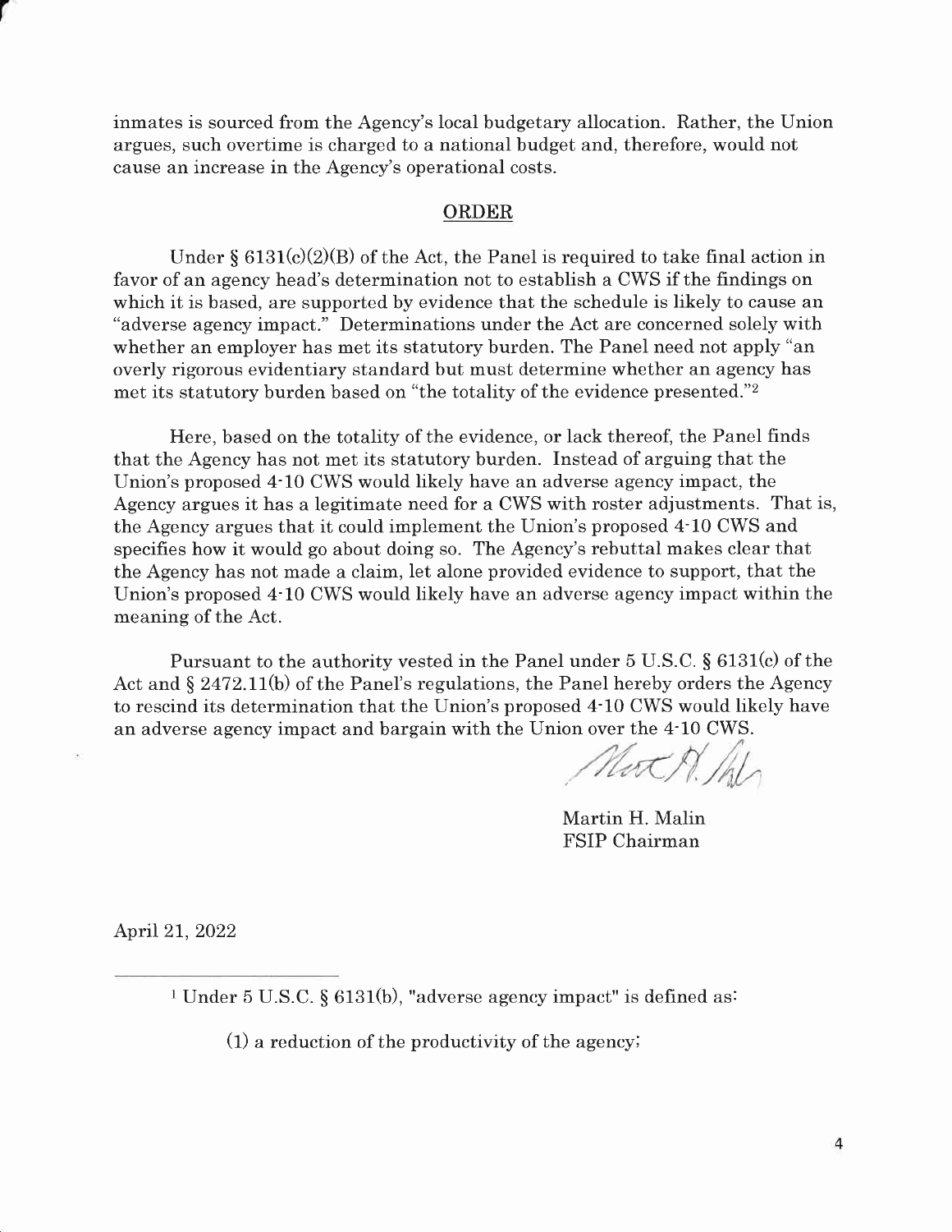inmates is sourced from the Agency's local budgetary allocation. Rather, the Union argues, such overtime is charged to a national budget and, therefore, would not cause an increase in the Agency's operational costs.

## ORDER

Under § 6131(c)(2)(B) of the Act, the Panel is required to take final action in favor of an agency head's determination not to establish a CWS if the findings on which it is based, are supported by evidence that the schedule is likely to cause an "adverse agency impact." Determinations under the Act are concerned solely with whether an employer has met its statutory burden. The Panel need not apply "an overly rigorous evidentiary standard but must determine whether an agency has met its statutory burden based on "the totality of the evidence presented."[2]

Here, based on the totality of the evidence, or lack thereof, the Panel finds that the Agency has not met its statutory burden. Instead of arguing that the Union's proposed 4-10 CWS would likely have an adverse agency impact, the Agency argues it has a legitimate need for a CWS with roster adjustments. That is, the Agency argues that it could implement the Union's proposed 4-10 CWS and specifies how it would go about doing so. The Agency's rebuttal makes clear that the Agency has not made a claim, let alone provided evidence to support, that the Union's proposed 4-10 CWS would likely have an adverse agency impact within the meaning of the Act.

Pursuant to the authority vested in the Panel under 5 U.S.C. § 6131(c) of the Act and § 2472.11(b) of the Panel's regulations, the Panel hereby orders the Agency to rescind its determination that the Union's proposed 4-10 CWS would likely have an adverse agency impact and bargain with the Union over the 4-10 CWS.

Martin H. Malin
FSIP Chairman

April 21, 2022

---

[1] Under 5 U.S.C. § 6131(b), "adverse agency impact" is defined as:

(1) a reduction of the productivity of the agency;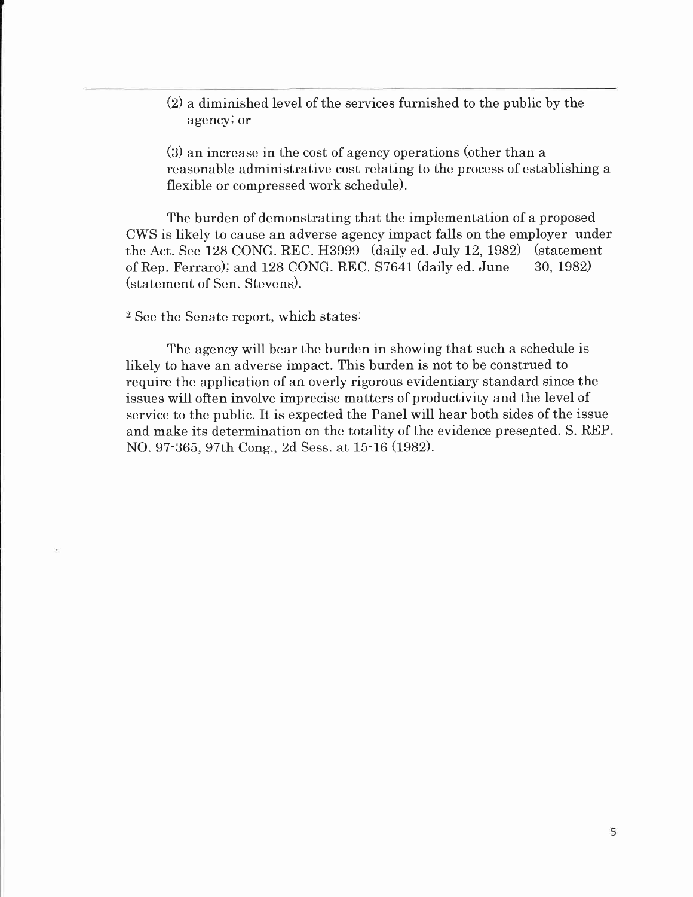(2) a diminished level of the services furnished to the public by the agency; or

(3) an increase in the cost of agency operations (other than a reasonable administrative cost relating to the process of establishing a flexible or compressed work schedule).

The burden of demonstrating that the implementation of a proposed CWS is likely to cause an adverse agency impact falls on the employer under the Act. See 128 CONG. REC. H3999 (daily ed. July 12, 1982) (statement of Rep. Ferraro); and 128 CONG. REC. S7641 (daily ed. June 30, 1982) (statement of Sen. Stevens).

[2] See the Senate report, which states:

The agency will bear the burden in showing that such a schedule is likely to have an adverse impact. This burden is not to be construed to require the application of an overly rigorous evidentiary standard since the issues will often involve imprecise matters of productivity and the level of service to the public. It is expected the Panel will hear both sides of the issue and make its determination on the totality of the evidence presented. S. REP. NO. 97-365, 97th Cong., 2d Sess. at 15-16 (1982).